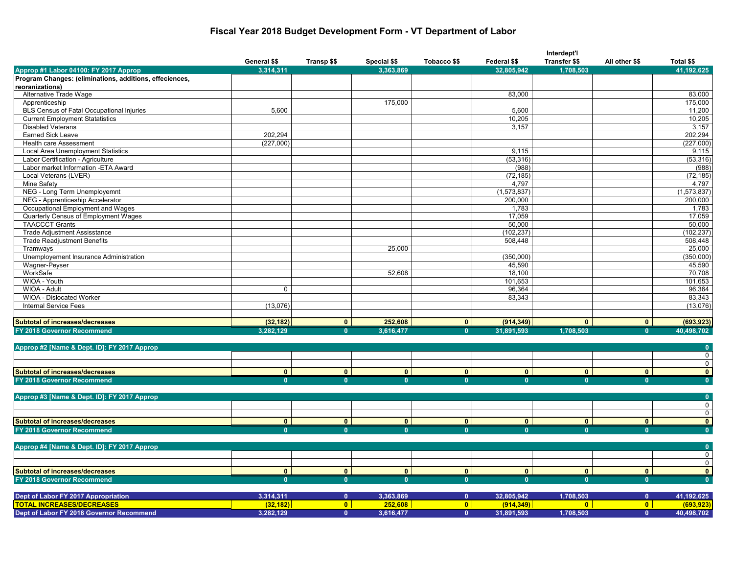# Fiscal Year 2018 Budget Development Form - VT Department of Labor

| | General $$ | Transp $$ | Special $$ | Tobacco $$ | Federal $$ | Interdept'l Transfer $$ | All other $$ | Total $$ |
|---|---|---|---|---|---|---|---|---|
| **Approp #1 Labor 04100: FY 2017 Approp** | **3,314,311** | | **3,363,869** | | **32,805,942** | **1,708,503** | | **41,192,625** |
| **Program Changes: (eliminations, additions, effeciences, reoranizations)** | | | | | | | | |
| Alternative Trade Wage | | | | | 83,000 | | | 83,000 |
| Apprenticeship | | | 175,000 | | | | | 175,000 |
| BLS Census of Fatal Occupational Injuries | 5,600 | | | | 5,600 | | | 11,200 |
| Current Employment Statatistics | | | | | 10,205 | | | 10,205 |
| Disabled Veterans | | | | | 3,157 | | | 3,157 |
| Earned Sick Leave | 202,294 | | | | | | | 202,294 |
| Health care Assessment | (227,000) | | | | | | | (227,000) |
| Local Area Unemployment Statistics | | | | | 9,115 | | | 9,115 |
| Labor Certification - Agriculture | | | | | (53,316) | | | (53,316) |
| Labor market Information -ETA Award | | | | | (988) | | | (988) |
| Local Veterans (LVER) | | | | | (72,185) | | | (72,185) |
| Mine Safety | | | | | 4,797 | | | 4,797 |
| NEG - Long Term Unemployemnt | | | | | (1,573,837) | | | (1,573,837) |
| NEG - Apprenticeship Accelerator | | | | | 200,000 | | | 200,000 |
| Occupational Employment and Wages | | | | | 1,783 | | | 1,783 |
| Quarterly Census of Employment Wages | | | | | 17,059 | | | 17,059 |
| TAACCCT Grants | | | | | 50,000 | | | 50,000 |
| Trade Adjustment Assisstance | | | | | (102,237) | | | (102,237) |
| Trade Readjustment Benefits | | | | | 508,448 | | | 508,448 |
| Tramways | | | 25,000 | | | | | 25,000 |
| Unemployement Insurance Administration | | | | | (350,000) | | | (350,000) |
| Wagner-Peyser | | | | | 45,590 | | | 45,590 |
| WorkSafe | | | 52,608 | | 18,100 | | | 70,708 |
| WIOA - Youth | | | | | 101,653 | | | 101,653 |
| WIOA - Adult | 0 | | | | 96,364 | | | 96,364 |
| WIOA - Dislocated Worker | | | | | 83,343 | | | 83,343 |
| Internal Service Fees | (13,076) | | | | | | | (13,076) |
| | | | | | | | | |
| **Subtotal of increases/decreases** | **(32,182)** | **0** | **252,608** | **0** | **(914,349)** | **0** | **0** | **(693,923)** |
| **FY 2018 Governor Recommend** | **3,282,129** | **0** | **3,616,477** | **0** | **31,891,593** | **1,708,503** | **0** | **40,498,702** |
| | | | | | | | | |
| **Approp #2 [Name & Dept. ID]: FY 2017 Approp** | | | | | | | | **0** |
| | | | | | | | | 0 |
| | | | | | | | | 0 |
| **Subtotal of increases/decreases** | **0** | **0** | **0** | **0** | **0** | **0** | **0** | **0** |
| **FY 2018 Governor Recommend** | **0** | **0** | **0** | **0** | **0** | **0** | **0** | **0** |
| | | | | | | | | |
| **Approp #3 [Name & Dept. ID]: FY 2017 Approp** | | | | | | | | **0** |
| | | | | | | | | 0 |
| | | | | | | | | 0 |
| **Subtotal of increases/decreases** | **0** | **0** | **0** | **0** | **0** | **0** | **0** | **0** |
| **FY 2018 Governor Recommend** | **0** | **0** | **0** | **0** | **0** | **0** | **0** | **0** |
| | | | | | | | | |
| **Approp #4 [Name & Dept. ID]: FY 2017 Approp** | | | | | | | | **0** |
| | | | | | | | | 0 |
| | | | | | | | | 0 |
| **Subtotal of increases/decreases** | **0** | **0** | **0** | **0** | **0** | **0** | **0** | **0** |
| **FY 2018 Governor Recommend** | **0** | **0** | **0** | **0** | **0** | **0** | **0** | **0** |
| | | | | | | | | |
| **Dept of Labor FY 2017 Appropriation** | **3,314,311** | **0** | **3,363,869** | **0** | **32,805,942** | **1,708,503** | **0** | **41,192,625** |
| **TOTAL INCREASES/DECREASES** | **(32,182)** | **0** | **252,608** | **0** | **(914,349)** | **0** | **0** | **(693,923)** |
| **Dept of Labor FY 2018 Governor Recommend** | **3,282,129** | **0** | **3,616,477** | **0** | **31,891,593** | **1,708,503** | **0** | **40,498,702** |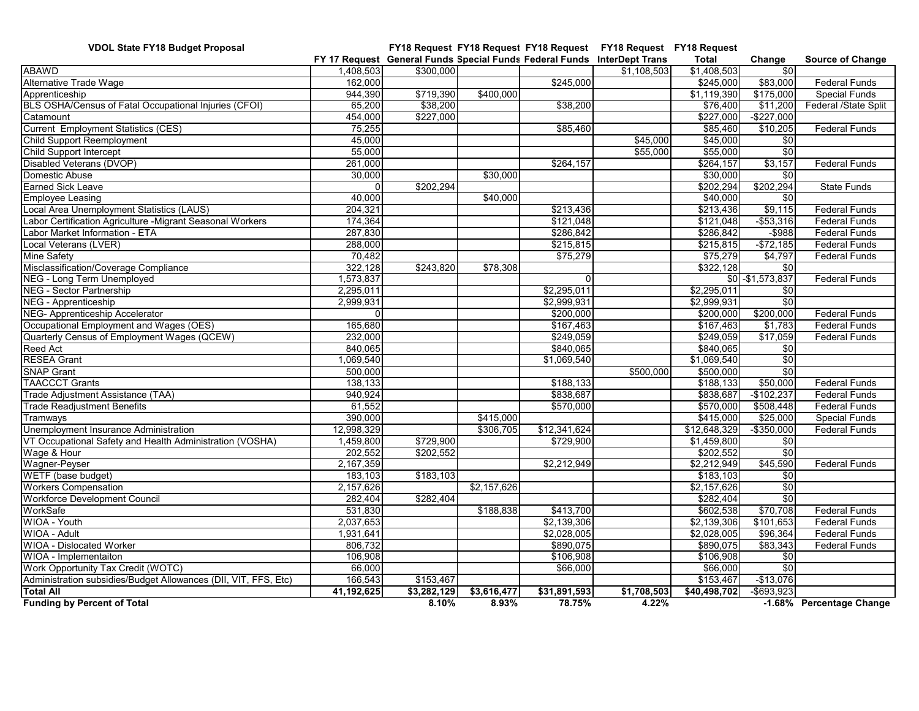| VDOL State FY18 Budget Proposal | FY 17 Request | FY18 Request General Funds | FY18 Request Special Funds | FY18 Request Federal Funds | FY18 Request InterDept Trans | FY18 Request Total | Change | Source of Change |
|---|---|---|---|---|---|---|---|---|
| ABAWD | 1,408,503 | $300,000 | | | $1,108,503 | $1,408,503 | $0 | |
| Alternative Trade Wage | 162,000 | | | $245,000 | | $245,000 | $83,000 | Federal Funds |
| Apprenticeship | 944,390 | $719,390 | $400,000 | | | $1,119,390 | $175,000 | Special Funds |
| BLS OSHA/Census of Fatal Occupational Injuries (CFOI) | 65,200 | $38,200 | | $38,200 | | $76,400 | $11,200 | Federal /State Split |
| Catamount | 454,000 | $227,000 | | | | $227,000 | -$227,000 | |
| Current Employment Statistics (CES) | 75,255 | | | $85,460 | | $85,460 | $10,205 | Federal Funds |
| Child Support Reemployment | 45,000 | | | | $45,000 | $45,000 | $0 | |
| Child Support Intercept | 55,000 | | | | $55,000 | $55,000 | $0 | |
| Disabled Veterans (DVOP) | 261,000 | | | $264,157 | | $264,157 | $3,157 | Federal Funds |
| Domestic Abuse | 30,000 | | $30,000 | | | $30,000 | $0 | |
| Earned Sick Leave | 0 | $202,294 | | | | $202,294 | $202,294 | State Funds |
| Employee Leasing | 40,000 | | $40,000 | | | $40,000 | $0 | |
| Local Area Unemployment Statistics (LAUS) | 204,321 | | | $213,436 | | $213,436 | $9,115 | Federal Funds |
| Labor Certification Agriculture -Migrant Seasonal Workers | 174,364 | | | $121,048 | | $121,048 | -$53,316 | Federal Funds |
| Labor Market Information - ETA | 287,830 | | | $286,842 | | $286,842 | -$988 | Federal Funds |
| Local Veterans (LVER) | 288,000 | | | $215,815 | | $215,815 | -$72,185 | Federal Funds |
| Mine Safety | 70,482 | | | $75,279 | | $75,279 | $4,797 | Federal Funds |
| Misclassification/Coverage Compliance | 322,128 | $243,820 | $78,308 | | | $322,128 | $0 | |
| NEG - Long Term Unemployed | 1,573,837 | | | 0 | | $0 | -$1,573,837 | Federal Funds |
| NEG - Sector Partnership | 2,295,011 | | | $2,295,011 | | $2,295,011 | $0 | |
| NEG - Apprenticeship | 2,999,931 | | | $2,999,931 | | $2,999,931 | $0 | |
| NEG- Apprenticeship Accelerator | 0 | | | $200,000 | | $200,000 | $200,000 | Federal Funds |
| Occupational Employment and Wages (OES) | 165,680 | | | $167,463 | | $167,463 | $1,783 | Federal Funds |
| Quarterly Census of Employment Wages (QCEW) | 232,000 | | | $249,059 | | $249,059 | $17,059 | Federal Funds |
| Reed Act | 840,065 | | | $840,065 | | $840,065 | $0 | |
| RESEA Grant | 1,069,540 | | | $1,069,540 | | $1,069,540 | $0 | |
| SNAP Grant | 500,000 | | | | $500,000 | $500,000 | $0 | |
| TAACCCT Grants | 138,133 | | | $188,133 | | $188,133 | $50,000 | Federal Funds |
| Trade Adjustment Assistance (TAA) | 940,924 | | | $838,687 | | $838,687 | -$102,237 | Federal Funds |
| Trade Readjustment Benefits | 61,552 | | | $570,000 | | $570,000 | $508,448 | Federal Funds |
| Tramways | 390,000 | | $415,000 | | | $415,000 | $25,000 | Special Funds |
| Unemployment Insurance Administration | 12,998,329 | | $306,705 | $12,341,624 | | $12,648,329 | -$350,000 | Federal Funds |
| VT Occupational Safety and Health Administration (VOSHA) | 1,459,800 | $729,900 | | $729,900 | | $1,459,800 | $0 | |
| Wage & Hour | 202,552 | $202,552 | | | | $202,552 | $0 | |
| Wagner-Peyser | 2,167,359 | | | $2,212,949 | | $2,212,949 | $45,590 | Federal Funds |
| WETF (base budget) | 183,103 | $183,103 | | | | $183,103 | $0 | |
| Workers Compensation | 2,157,626 | | $2,157,626 | | | $2,157,626 | $0 | |
| Workforce Development Council | 282,404 | $282,404 | | | | $282,404 | $0 | |
| WorkSafe | 531,830 | | $188,838 | $413,700 | | $602,538 | $70,708 | Federal Funds |
| WIOA - Youth | 2,037,653 | | | $2,139,306 | | $2,139,306 | $101,653 | Federal Funds |
| WIOA - Adult | 1,931,641 | | | $2,028,005 | | $2,028,005 | $96,364 | Federal Funds |
| WIOA - Dislocated Worker | 806,732 | | | $890,075 | | $890,075 | $83,343 | Federal Funds |
| WIOA - Implementaiton | 106,908 | | | $106,908 | | $106,908 | $0 | |
| Work Opportunity Tax Credit (WOTC) | 66,000 | | | $66,000 | | $66,000 | $0 | |
| Administration subsidies/Budget Allowances (DII, VIT, FFS, Etc) | 166,543 | $153,467 | | | | $153,467 | -$13,076 | |
| **Total All** | **41,192,625** | **$3,282,129** | **$3,616,477** | **$31,891,593** | **$1,708,503** | **$40,498,702** | **-$693,923** | |
| **Funding by Percent of Total** | | **8.10%** | **8.93%** | **78.75%** | **4.22%** | | **-1.68%** | **Percentage Change** |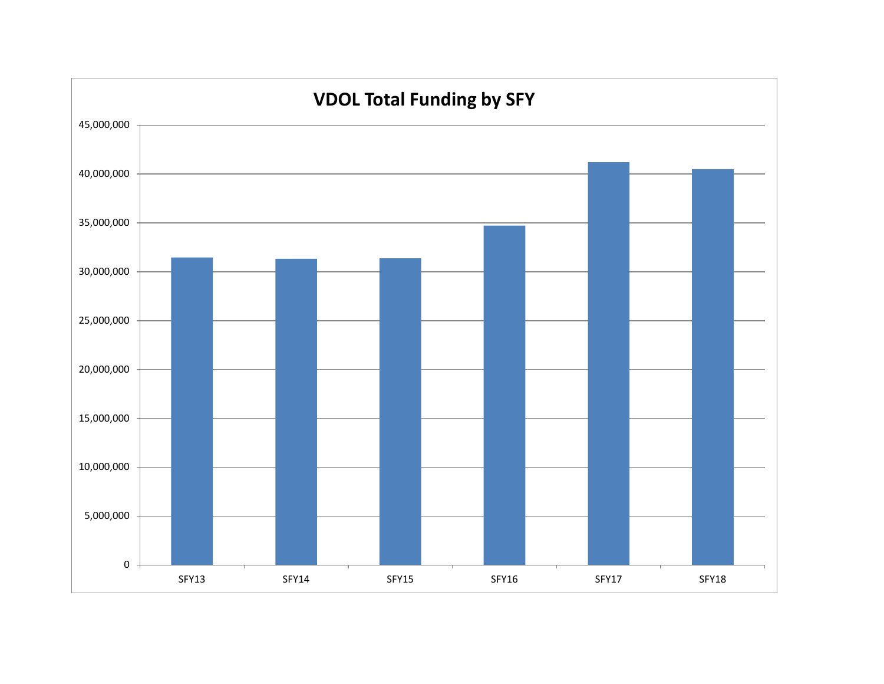## VDOL Total Funding by SFY

45,000,000
40,000,000
35,000,000
30,000,000
25,000,000
20,000,000
15,000,000
10,000,000
5,000,000
0

SFY13 SFY14 SFY15 SFY16 SFY17 SFY18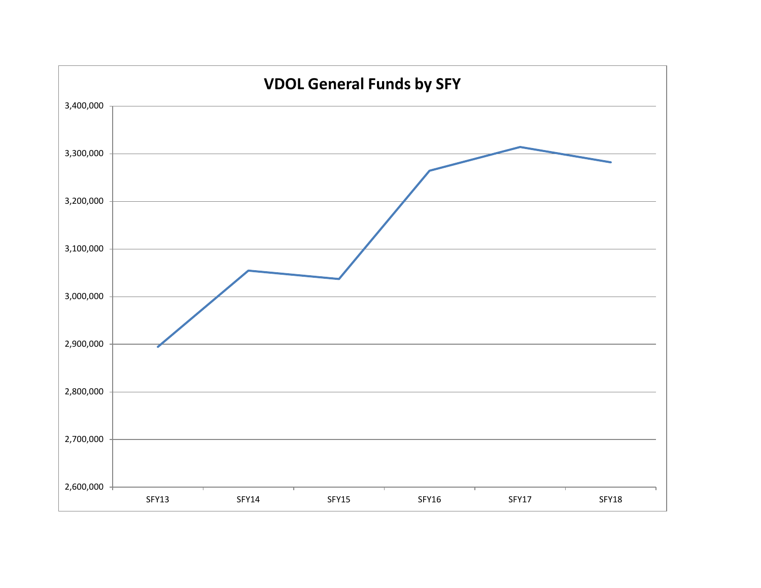## VDOL General Funds by SFY

| | SFY13 | SFY14 | SFY15 | SFY16 | SFY17 | SFY18 |
|---|---|---|---|---|---|---|

Y-axis: 2,600,000 – 3,400,000 (gridlines at 2,600,000; 2,700,000; 2,800,000; 2,900,000; 3,000,000; 3,100,000; 3,200,000; 3,300,000; 3,400,000)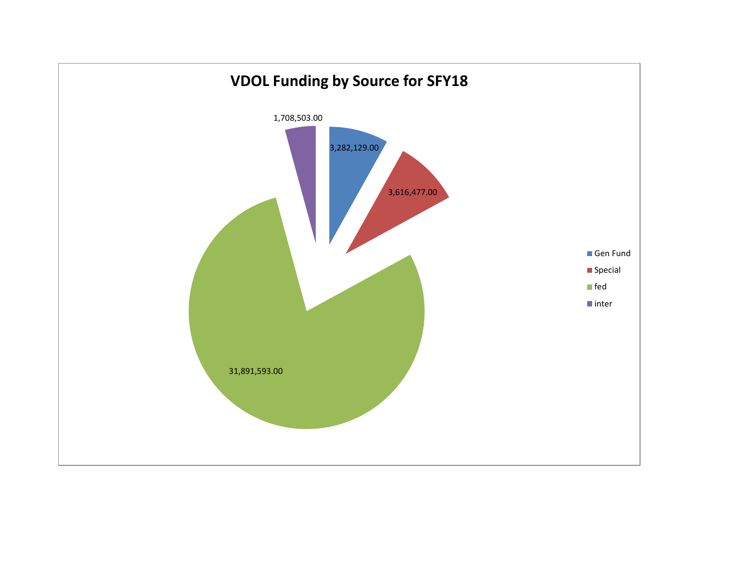# VDOL Funding by Source for SFY18

| Source | Amount |
| --- | --- |
| Gen Fund | 3,282,129.00 |
| Special | 3,616,477.00 |
| fed | 31,891,593.00 |
| inter | 1,708,503.00 |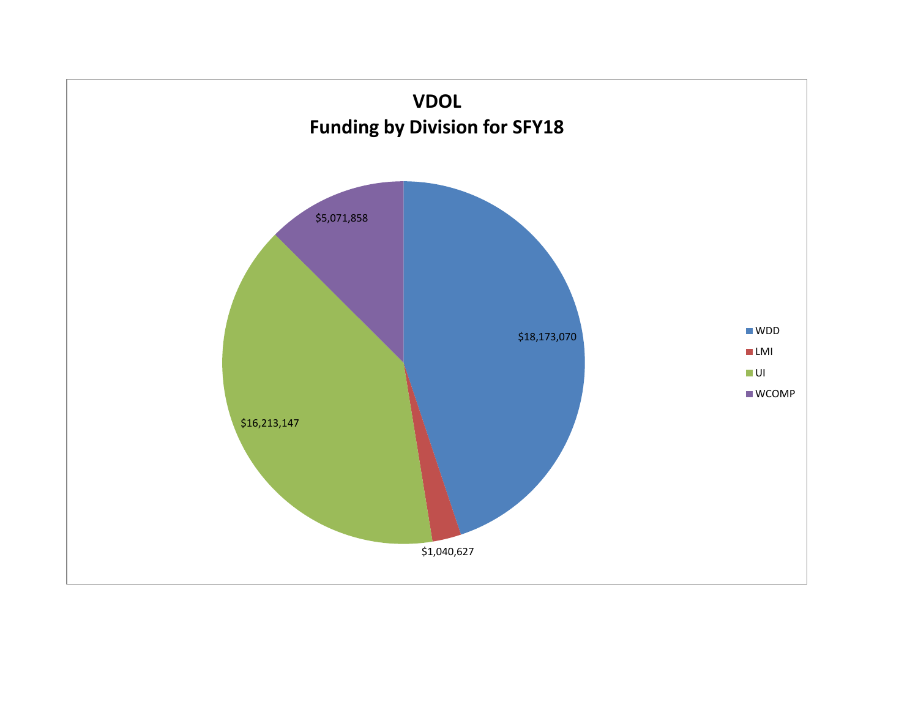# VDOL
## Funding by Division for SFY18

| Division | Funding |
| --- | --- |
| WDD | $18,173,070 |
| LMI | $1,040,627 |
| UI | $16,213,147 |
| WCOMP | $5,071,858 |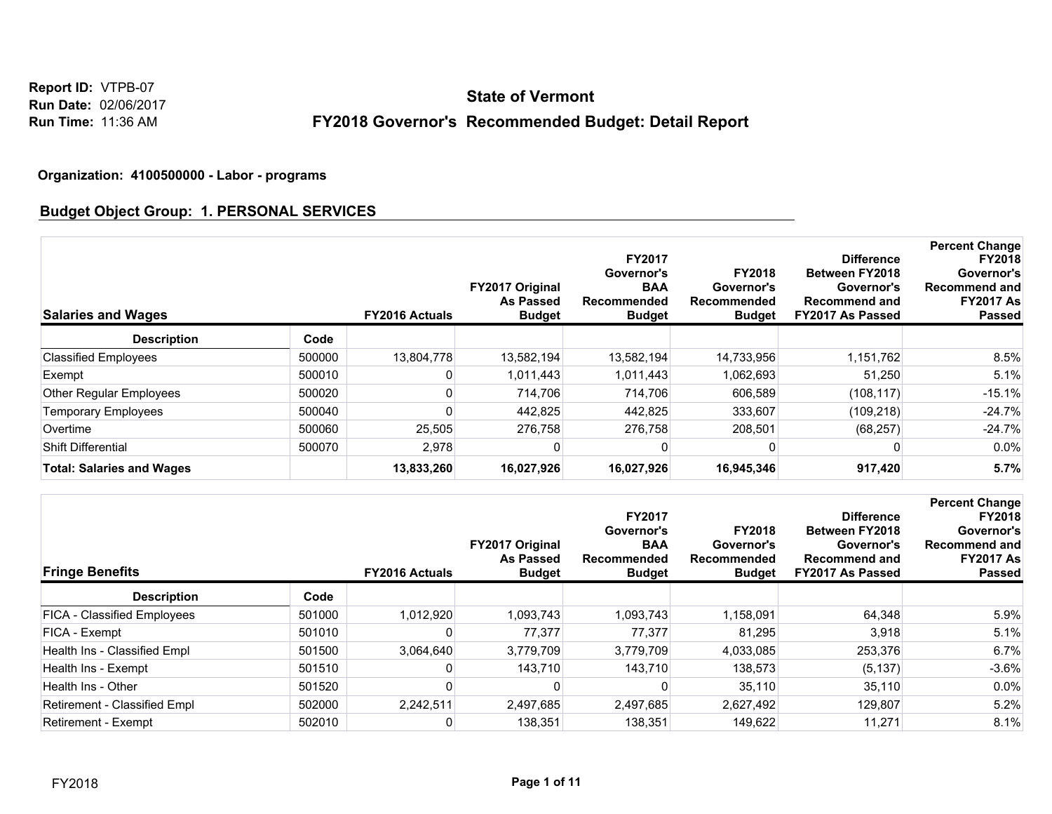Report ID: VTPB-07
Run Date: 02/06/2017
Run Time: 11:36 AM

# State of Vermont

## FY2018 Governor's Recommended Budget: Detail Report

**Organization: 4100500000 - Labor - programs**

### Budget Object Group: 1. PERSONAL SERVICES

| Salaries and Wages | | FY2016 Actuals | FY2017 Original As Passed Budget | FY2017 Governor's BAA Recommended Budget | FY2018 Governor's Recommended Budget | Difference Between FY2018 Governor's Recommend and FY2017 As Passed | Percent Change FY2018 Governor's Recommend and FY2017 As Passed |
|---|---|---|---|---|---|---|---|
| **Description** | **Code** | | | | | | |
| Classified Employees | 500000 | 13,804,778 | 13,582,194 | 13,582,194 | 14,733,956 | 1,151,762 | 8.5% |
| Exempt | 500010 | 0 | 1,011,443 | 1,011,443 | 1,062,693 | 51,250 | 5.1% |
| Other Regular Employees | 500020 | 0 | 714,706 | 714,706 | 606,589 | (108,117) | -15.1% |
| Temporary Employees | 500040 | 0 | 442,825 | 442,825 | 333,607 | (109,218) | -24.7% |
| Overtime | 500060 | 25,505 | 276,758 | 276,758 | 208,501 | (68,257) | -24.7% |
| Shift Differential | 500070 | 2,978 | 0 | 0 | 0 | 0 | 0.0% |
| **Total: Salaries and Wages** | | **13,833,260** | **16,027,926** | **16,027,926** | **16,945,346** | **917,420** | **5.7%** |

| Fringe Benefits | | FY2016 Actuals | FY2017 Original As Passed Budget | FY2017 Governor's BAA Recommended Budget | FY2018 Governor's Recommended Budget | Difference Between FY2018 Governor's Recommend and FY2017 As Passed | Percent Change FY2018 Governor's Recommend and FY2017 As Passed |
|---|---|---|---|---|---|---|---|
| **Description** | **Code** | | | | | | |
| FICA - Classified Employees | 501000 | 1,012,920 | 1,093,743 | 1,093,743 | 1,158,091 | 64,348 | 5.9% |
| FICA - Exempt | 501010 | 0 | 77,377 | 77,377 | 81,295 | 3,918 | 5.1% |
| Health Ins - Classified Empl | 501500 | 3,064,640 | 3,779,709 | 3,779,709 | 4,033,085 | 253,376 | 6.7% |
| Health Ins - Exempt | 501510 | 0 | 143,710 | 143,710 | 138,573 | (5,137) | -3.6% |
| Health Ins - Other | 501520 | 0 | 0 | 0 | 35,110 | 35,110 | 0.0% |
| Retirement - Classified Empl | 502000 | 2,242,511 | 2,497,685 | 2,497,685 | 2,627,492 | 129,807 | 5.2% |
| Retirement - Exempt | 502010 | 0 | 138,351 | 138,351 | 149,622 | 11,271 | 8.1% |

FY2018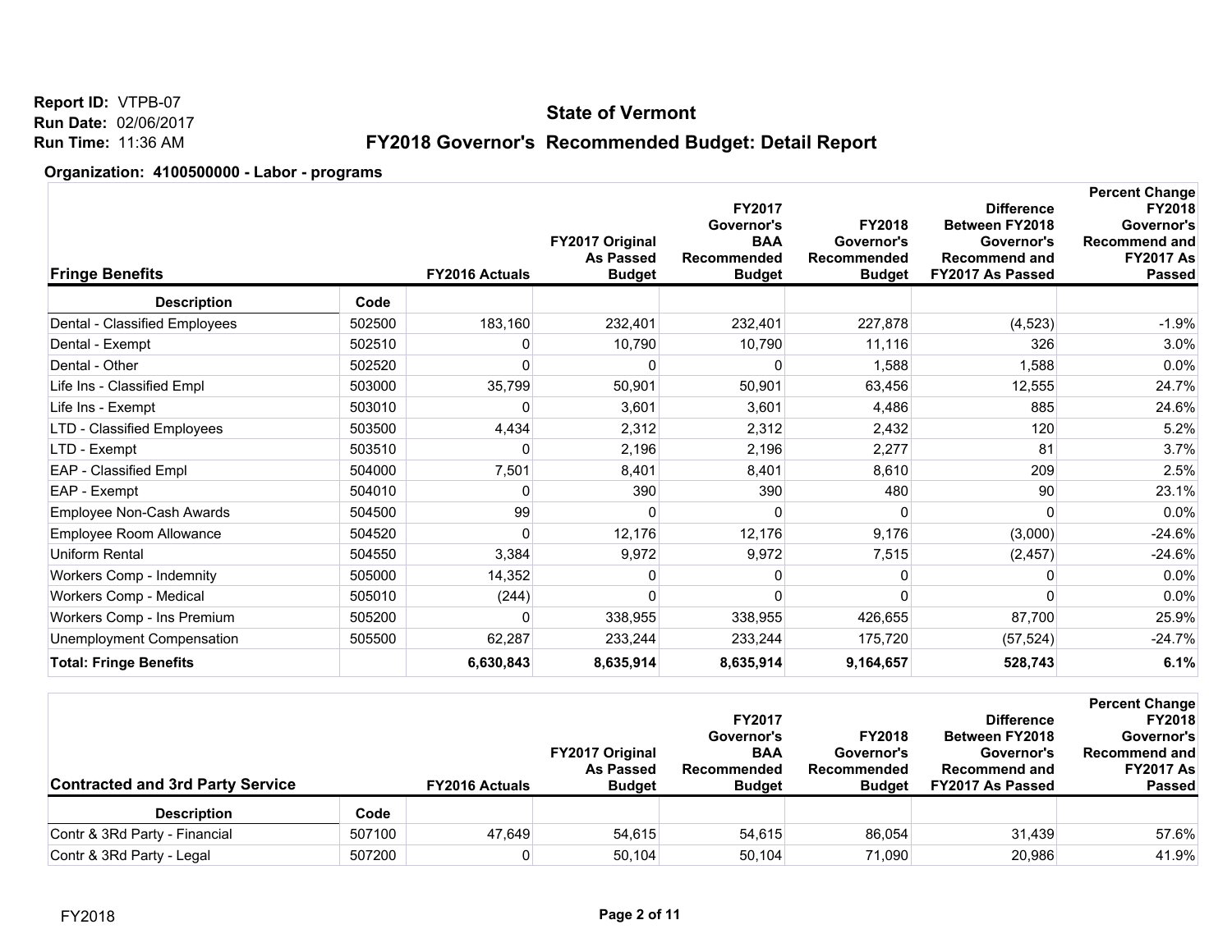Report ID: VTPB-07
Run Date: 02/06/2017
Run Time: 11:36 AM

# State of Vermont

## FY2018 Governor's Recommended Budget: Detail Report

**Organization: 4100500000 - Labor - programs**

| Fringe Benefits | | FY2016 Actuals | FY2017 Original As Passed Budget | FY2017 Governor's BAA Recommended Budget | FY2018 Governor's Recommended Budget | Difference Between FY2018 Governor's Recommend and FY2017 As Passed | Percent Change FY2018 Governor's Recommend and FY2017 As Passed |
|---|---|---|---|---|---|---|---|
| **Description** | **Code** | | | | | | |
| Dental - Classified Employees | 502500 | 183,160 | 232,401 | 232,401 | 227,878 | (4,523) | -1.9% |
| Dental - Exempt | 502510 | 0 | 10,790 | 10,790 | 11,116 | 326 | 3.0% |
| Dental - Other | 502520 | 0 | 0 | 0 | 1,588 | 1,588 | 0.0% |
| Life Ins - Classified Empl | 503000 | 35,799 | 50,901 | 50,901 | 63,456 | 12,555 | 24.7% |
| Life Ins - Exempt | 503010 | 0 | 3,601 | 3,601 | 4,486 | 885 | 24.6% |
| LTD - Classified Employees | 503500 | 4,434 | 2,312 | 2,312 | 2,432 | 120 | 5.2% |
| LTD - Exempt | 503510 | 0 | 2,196 | 2,196 | 2,277 | 81 | 3.7% |
| EAP - Classified Empl | 504000 | 7,501 | 8,401 | 8,401 | 8,610 | 209 | 2.5% |
| EAP - Exempt | 504010 | 0 | 390 | 390 | 480 | 90 | 23.1% |
| Employee Non-Cash Awards | 504500 | 99 | 0 | 0 | 0 | 0 | 0.0% |
| Employee Room Allowance | 504520 | 0 | 12,176 | 12,176 | 9,176 | (3,000) | -24.6% |
| Uniform Rental | 504550 | 3,384 | 9,972 | 9,972 | 7,515 | (2,457) | -24.6% |
| Workers Comp - Indemnity | 505000 | 14,352 | 0 | 0 | 0 | 0 | 0.0% |
| Workers Comp - Medical | 505010 | (244) | 0 | 0 | 0 | 0 | 0.0% |
| Workers Comp - Ins Premium | 505200 | 0 | 338,955 | 338,955 | 426,655 | 87,700 | 25.9% |
| Unemployment Compensation | 505500 | 62,287 | 233,244 | 233,244 | 175,720 | (57,524) | -24.7% |
| **Total: Fringe Benefits** | | **6,630,843** | **8,635,914** | **8,635,914** | **9,164,657** | **528,743** | **6.1%** |

| Contracted and 3rd Party Service | | FY2016 Actuals | FY2017 Original As Passed Budget | FY2017 Governor's BAA Recommended Budget | FY2018 Governor's Recommended Budget | Difference Between FY2018 Governor's Recommend and FY2017 As Passed | Percent Change FY2018 Governor's Recommend and FY2017 As Passed |
|---|---|---|---|---|---|---|---|
| **Description** | **Code** | | | | | | |
| Contr & 3Rd Party - Financial | 507100 | 47,649 | 54,615 | 54,615 | 86,054 | 31,439 | 57.6% |
| Contr & 3Rd Party - Legal | 507200 | 0 | 50,104 | 50,104 | 71,090 | 20,986 | 41.9% |

FY2018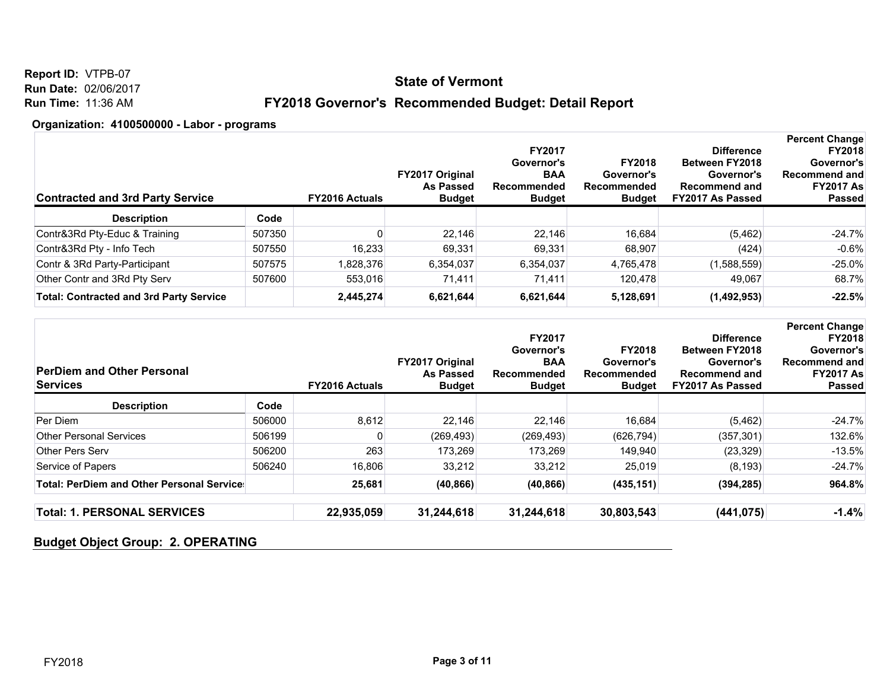Report ID: VTPB-07
Run Date: 02/06/2017
Run Time: 11:36 AM

# State of Vermont

## FY2018 Governor's Recommended Budget: Detail Report

**Organization: 4100500000 - Labor - programs**

| Contracted and 3rd Party Service | | FY2016 Actuals | FY2017 Original As Passed Budget | FY2017 Governor's BAA Recommended Budget | FY2018 Governor's Recommended Budget | Difference Between FY2018 Governor's Recommend and FY2017 As Passed | Percent Change FY2018 Governor's Recommend and FY2017 As Passed |
|---|---|---|---|---|---|---|---|
| **Description** | **Code** | | | | | | |
| Contr&3Rd Pty-Educ & Training | 507350 | 0 | 22,146 | 22,146 | 16,684 | (5,462) | -24.7% |
| Contr&3Rd Pty - Info Tech | 507550 | 16,233 | 69,331 | 69,331 | 68,907 | (424) | -0.6% |
| Contr & 3Rd Party-Participant | 507575 | 1,828,376 | 6,354,037 | 6,354,037 | 4,765,478 | (1,588,559) | -25.0% |
| Other Contr and 3Rd Pty Serv | 507600 | 553,016 | 71,411 | 71,411 | 120,478 | 49,067 | 68.7% |
| **Total: Contracted and 3rd Party Service** | | **2,445,274** | **6,621,644** | **6,621,644** | **5,128,691** | **(1,492,953)** | **-22.5%** |

| PerDiem and Other Personal Services | | FY2016 Actuals | FY2017 Original As Passed Budget | FY2017 Governor's BAA Recommended Budget | FY2018 Governor's Recommended Budget | Difference Between FY2018 Governor's Recommend and FY2017 As Passed | Percent Change FY2018 Governor's Recommend and FY2017 As Passed |
|---|---|---|---|---|---|---|---|
| **Description** | **Code** | | | | | | |
| Per Diem | 506000 | 8,612 | 22,146 | 22,146 | 16,684 | (5,462) | -24.7% |
| Other Personal Services | 506199 | 0 | (269,493) | (269,493) | (626,794) | (357,301) | 132.6% |
| Other Pers Serv | 506200 | 263 | 173,269 | 173,269 | 149,940 | (23,329) | -13.5% |
| Service of Papers | 506240 | 16,806 | 33,212 | 33,212 | 25,019 | (8,193) | -24.7% |
| **Total: PerDiem and Other Personal Services** | | **25,681** | **(40,866)** | **(40,866)** | **(435,151)** | **(394,285)** | **964.8%** |
| **Total: 1. PERSONAL SERVICES** | | **22,935,059** | **31,244,618** | **31,244,618** | **30,803,543** | **(441,075)** | **-1.4%** |

**Budget Object Group: 2. OPERATING**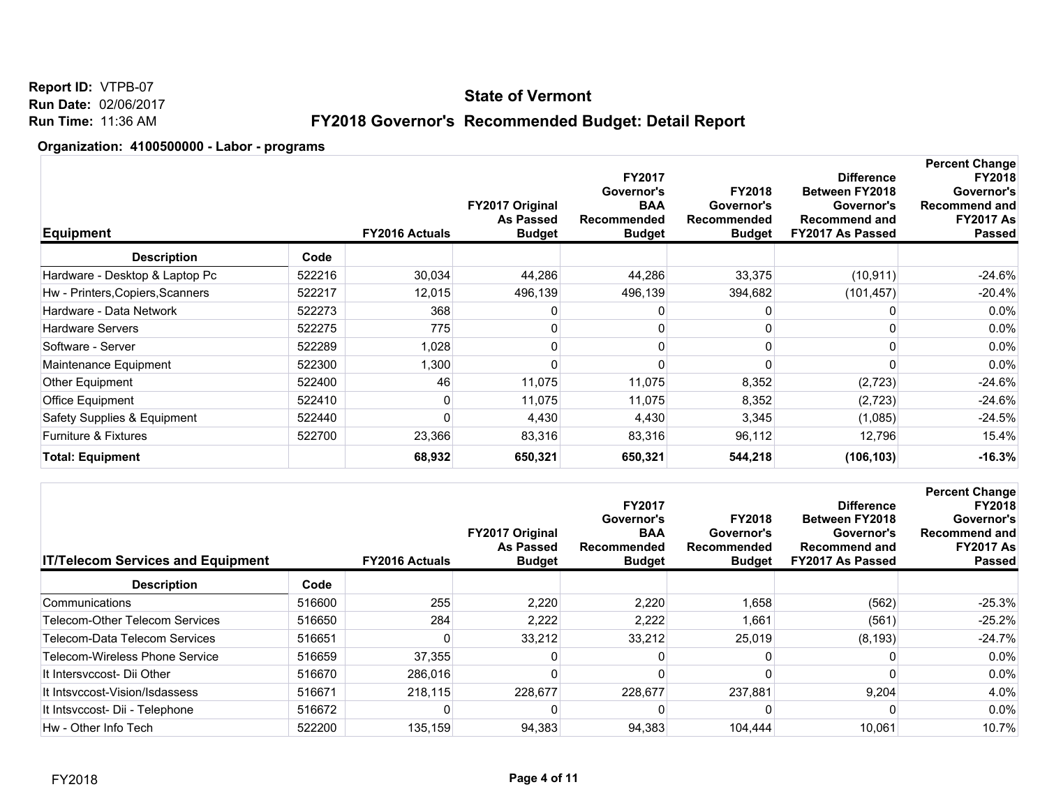Report ID: VTPB-07
Run Date: 02/06/2017
Run Time: 11:36 AM

# State of Vermont

## FY2018 Governor's Recommended Budget: Detail Report

**Organization: 4100500000 - Labor - programs**

| Equipment | | FY2016 Actuals | FY2017 Original As Passed Budget | FY2017 Governor's BAA Recommended Budget | FY2018 Governor's Recommended Budget | Difference Between FY2018 Governor's Recommend and FY2017 As Passed | Percent Change FY2018 Governor's Recommend and FY2017 As Passed |
|---|---|---|---|---|---|---|---|
| **Description** | **Code** | | | | | | |
| Hardware - Desktop & Laptop Pc | 522216 | 30,034 | 44,286 | 44,286 | 33,375 | (10,911) | -24.6% |
| Hw - Printers,Copiers,Scanners | 522217 | 12,015 | 496,139 | 496,139 | 394,682 | (101,457) | -20.4% |
| Hardware - Data Network | 522273 | 368 | 0 | 0 | 0 | 0 | 0.0% |
| Hardware Servers | 522275 | 775 | 0 | 0 | 0 | 0 | 0.0% |
| Software - Server | 522289 | 1,028 | 0 | 0 | 0 | 0 | 0.0% |
| Maintenance Equipment | 522300 | 1,300 | 0 | 0 | 0 | 0 | 0.0% |
| Other Equipment | 522400 | 46 | 11,075 | 11,075 | 8,352 | (2,723) | -24.6% |
| Office Equipment | 522410 | 0 | 11,075 | 11,075 | 8,352 | (2,723) | -24.6% |
| Safety Supplies & Equipment | 522440 | 0 | 4,430 | 4,430 | 3,345 | (1,085) | -24.5% |
| Furniture & Fixtures | 522700 | 23,366 | 83,316 | 83,316 | 96,112 | 12,796 | 15.4% |
| **Total: Equipment** | | **68,932** | **650,321** | **650,321** | **544,218** | **(106,103)** | **-16.3%** |

| IT/Telecom Services and Equipment | | FY2016 Actuals | FY2017 Original As Passed Budget | FY2017 Governor's BAA Recommended Budget | FY2018 Governor's Recommended Budget | Difference Between FY2018 Governor's Recommend and FY2017 As Passed | Percent Change FY2018 Governor's Recommend and FY2017 As Passed |
|---|---|---|---|---|---|---|---|
| **Description** | **Code** | | | | | | |
| Communications | 516600 | 255 | 2,220 | 2,220 | 1,658 | (562) | -25.3% |
| Telecom-Other Telecom Services | 516650 | 284 | 2,222 | 2,222 | 1,661 | (561) | -25.2% |
| Telecom-Data Telecom Services | 516651 | 0 | 33,212 | 33,212 | 25,019 | (8,193) | -24.7% |
| Telecom-Wireless Phone Service | 516659 | 37,355 | 0 | 0 | 0 | 0 | 0.0% |
| It Intersvccost- Dii Other | 516670 | 286,016 | 0 | 0 | 0 | 0 | 0.0% |
| It Intsvccost-Vision/Isdassess | 516671 | 218,115 | 228,677 | 228,677 | 237,881 | 9,204 | 4.0% |
| It Intsvccost- Dii - Telephone | 516672 | 0 | 0 | 0 | 0 | 0 | 0.0% |
| Hw - Other Info Tech | 522200 | 135,159 | 94,383 | 94,383 | 104,444 | 10,061 | 10.7% |

FY2018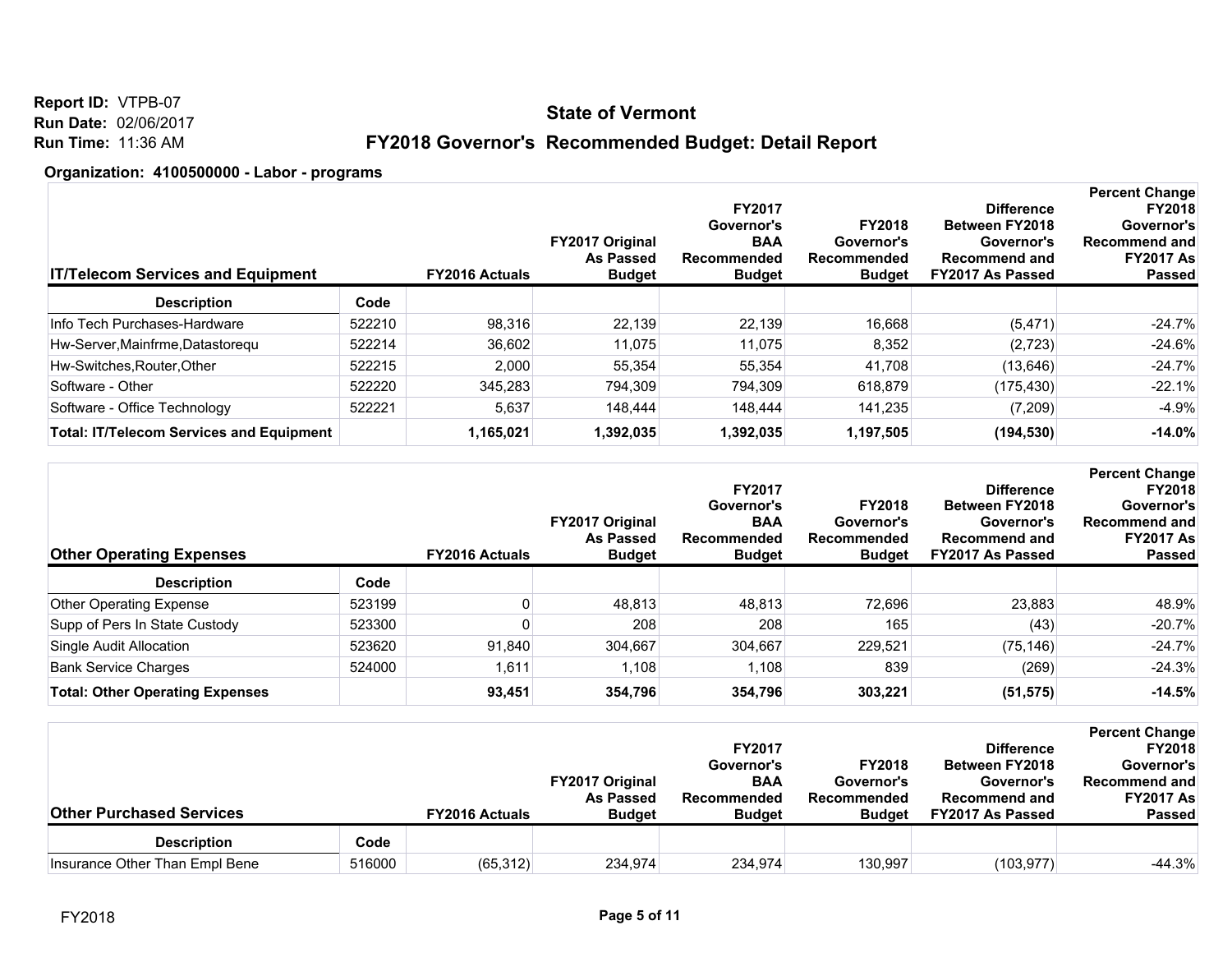Report ID: VTPB-07
Run Date: 02/06/2017
Run Time: 11:36 AM

# State of Vermont

## FY2018 Governor's Recommended Budget: Detail Report

**Organization: 4100500000 - Labor - programs**

| IT/Telecom Services and Equipment | | FY2016 Actuals | FY2017 Original As Passed Budget | FY2017 Governor's BAA Recommended Budget | FY2018 Governor's Recommended Budget | Difference Between FY2018 Governor's Recommend and FY2017 As Passed | Percent Change FY2018 Governor's Recommend and FY2017 As Passed |
|---|---|---|---|---|---|---|---|
| **Description** | **Code** | | | | | | |
| Info Tech Purchases-Hardware | 522210 | 98,316 | 22,139 | 22,139 | 16,668 | (5,471) | -24.7% |
| Hw-Server,Mainfrme,Datastorequ | 522214 | 36,602 | 11,075 | 11,075 | 8,352 | (2,723) | -24.6% |
| Hw-Switches,Router,Other | 522215 | 2,000 | 55,354 | 55,354 | 41,708 | (13,646) | -24.7% |
| Software - Other | 522220 | 345,283 | 794,309 | 794,309 | 618,879 | (175,430) | -22.1% |
| Software - Office Technology | 522221 | 5,637 | 148,444 | 148,444 | 141,235 | (7,209) | -4.9% |
| **Total: IT/Telecom Services and Equipment** | | **1,165,021** | **1,392,035** | **1,392,035** | **1,197,505** | **(194,530)** | **-14.0%** |

| Other Operating Expenses | | FY2016 Actuals | FY2017 Original As Passed Budget | FY2017 Governor's BAA Recommended Budget | FY2018 Governor's Recommended Budget | Difference Between FY2018 Governor's Recommend and FY2017 As Passed | Percent Change FY2018 Governor's Recommend and FY2017 As Passed |
|---|---|---|---|---|---|---|---|
| **Description** | **Code** | | | | | | |
| Other Operating Expense | 523199 | 0 | 48,813 | 48,813 | 72,696 | 23,883 | 48.9% |
| Supp of Pers In State Custody | 523300 | 0 | 208 | 208 | 165 | (43) | -20.7% |
| Single Audit Allocation | 523620 | 91,840 | 304,667 | 304,667 | 229,521 | (75,146) | -24.7% |
| Bank Service Charges | 524000 | 1,611 | 1,108 | 1,108 | 839 | (269) | -24.3% |
| **Total: Other Operating Expenses** | | **93,451** | **354,796** | **354,796** | **303,221** | **(51,575)** | **-14.5%** |

| Other Purchased Services | | FY2016 Actuals | FY2017 Original As Passed Budget | FY2017 Governor's BAA Recommended Budget | FY2018 Governor's Recommended Budget | Difference Between FY2018 Governor's Recommend and FY2017 As Passed | Percent Change FY2018 Governor's Recommend and FY2017 As Passed |
|---|---|---|---|---|---|---|---|
| **Description** | **Code** | | | | | | |
| Insurance Other Than Empl Bene | 516000 | (65,312) | 234,974 | 234,974 | 130,997 | (103,977) | -44.3% |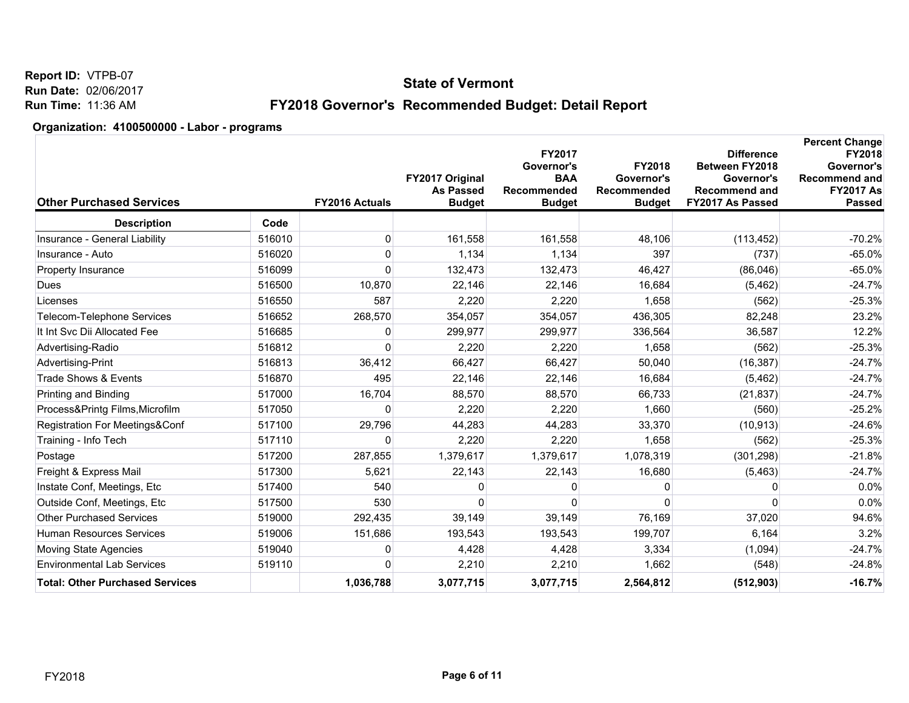**Report ID:** VTPB-07
**Run Date:** 02/06/2017
**Run Time:** 11:36 AM

## State of Vermont

## FY2018 Governor's Recommended Budget: Detail Report

**Organization: 4100500000 - Labor - programs**

| Other Purchased Services | | FY2016 Actuals | FY2017 Original As Passed Budget | FY2017 Governor's BAA Recommended Budget | FY2018 Governor's Recommended Budget | Difference Between FY2018 Governor's Recommend and FY2017 As Passed | Percent Change FY2018 Governor's Recommend and FY2017 As Passed |
|---|---|---|---|---|---|---|---|
| **Description** | **Code** | | | | | | |
| Insurance - General Liability | 516010 | 0 | 161,558 | 161,558 | 48,106 | (113,452) | -70.2% |
| Insurance - Auto | 516020 | 0 | 1,134 | 1,134 | 397 | (737) | -65.0% |
| Property Insurance | 516099 | 0 | 132,473 | 132,473 | 46,427 | (86,046) | -65.0% |
| Dues | 516500 | 10,870 | 22,146 | 22,146 | 16,684 | (5,462) | -24.7% |
| Licenses | 516550 | 587 | 2,220 | 2,220 | 1,658 | (562) | -25.3% |
| Telecom-Telephone Services | 516652 | 268,570 | 354,057 | 354,057 | 436,305 | 82,248 | 23.2% |
| It Int Svc Dii Allocated Fee | 516685 | 0 | 299,977 | 299,977 | 336,564 | 36,587 | 12.2% |
| Advertising-Radio | 516812 | 0 | 2,220 | 2,220 | 1,658 | (562) | -25.3% |
| Advertising-Print | 516813 | 36,412 | 66,427 | 66,427 | 50,040 | (16,387) | -24.7% |
| Trade Shows & Events | 516870 | 495 | 22,146 | 22,146 | 16,684 | (5,462) | -24.7% |
| Printing and Binding | 517000 | 16,704 | 88,570 | 88,570 | 66,733 | (21,837) | -24.7% |
| Process&Printg Films,Microfilm | 517050 | 0 | 2,220 | 2,220 | 1,660 | (560) | -25.2% |
| Registration For Meetings&Conf | 517100 | 29,796 | 44,283 | 44,283 | 33,370 | (10,913) | -24.6% |
| Training - Info Tech | 517110 | 0 | 2,220 | 2,220 | 1,658 | (562) | -25.3% |
| Postage | 517200 | 287,855 | 1,379,617 | 1,379,617 | 1,078,319 | (301,298) | -21.8% |
| Freight & Express Mail | 517300 | 5,621 | 22,143 | 22,143 | 16,680 | (5,463) | -24.7% |
| Instate Conf, Meetings, Etc | 517400 | 540 | 0 | 0 | 0 | 0 | 0.0% |
| Outside Conf, Meetings, Etc | 517500 | 530 | 0 | 0 | 0 | 0 | 0.0% |
| Other Purchased Services | 519000 | 292,435 | 39,149 | 39,149 | 76,169 | 37,020 | 94.6% |
| Human Resources Services | 519006 | 151,686 | 193,543 | 193,543 | 199,707 | 6,164 | 3.2% |
| Moving State Agencies | 519040 | 0 | 4,428 | 4,428 | 3,334 | (1,094) | -24.7% |
| Environmental Lab Services | 519110 | 0 | 2,210 | 2,210 | 1,662 | (548) | -24.8% |
| **Total: Other Purchased Services** | | **1,036,788** | **3,077,715** | **3,077,715** | **2,564,812** | **(512,903)** | **-16.7%** |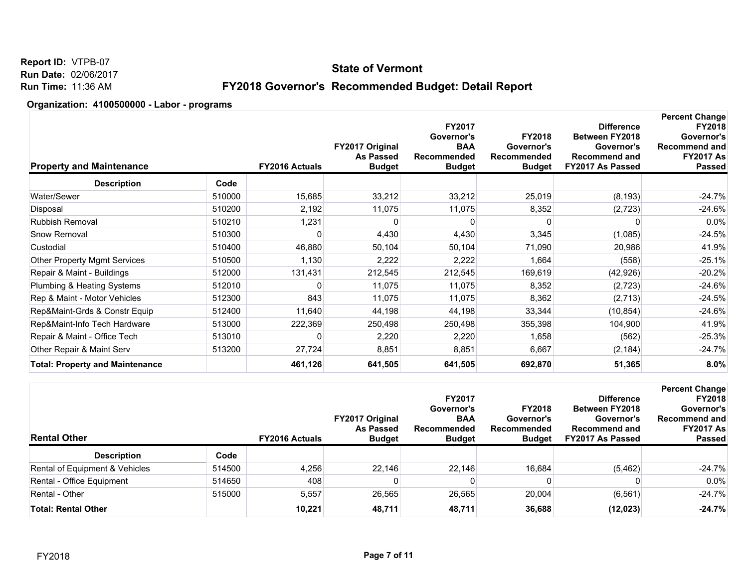Report ID: VTPB-07
Run Date: 02/06/2017
Run Time: 11:36 AM

## State of Vermont

## FY2018 Governor's Recommended Budget: Detail Report

### Organization: 4100500000 - Labor - programs

| Property and Maintenance | | FY2016 Actuals | FY2017 Original As Passed Budget | FY2017 Governor's BAA Recommended Budget | FY2018 Governor's Recommended Budget | Difference Between FY2018 Governor's Recommend and FY2017 As Passed | Percent Change FY2018 Governor's Recommend and FY2017 As Passed |
|---|---|---|---|---|---|---|---|
| **Description** | **Code** | | | | | | |
| Water/Sewer | 510000 | 15,685 | 33,212 | 33,212 | 25,019 | (8,193) | -24.7% |
| Disposal | 510200 | 2,192 | 11,075 | 11,075 | 8,352 | (2,723) | -24.6% |
| Rubbish Removal | 510210 | 1,231 | 0 | 0 | 0 | 0 | 0.0% |
| Snow Removal | 510300 | 0 | 4,430 | 4,430 | 3,345 | (1,085) | -24.5% |
| Custodial | 510400 | 46,880 | 50,104 | 50,104 | 71,090 | 20,986 | 41.9% |
| Other Property Mgmt Services | 510500 | 1,130 | 2,222 | 2,222 | 1,664 | (558) | -25.1% |
| Repair & Maint - Buildings | 512000 | 131,431 | 212,545 | 212,545 | 169,619 | (42,926) | -20.2% |
| Plumbing & Heating Systems | 512010 | 0 | 11,075 | 11,075 | 8,352 | (2,723) | -24.6% |
| Rep & Maint - Motor Vehicles | 512300 | 843 | 11,075 | 11,075 | 8,362 | (2,713) | -24.5% |
| Rep&Maint-Grds & Constr Equip | 512400 | 11,640 | 44,198 | 44,198 | 33,344 | (10,854) | -24.6% |
| Rep&Maint-Info Tech Hardware | 513000 | 222,369 | 250,498 | 250,498 | 355,398 | 104,900 | 41.9% |
| Repair & Maint - Office Tech | 513010 | 0 | 2,220 | 2,220 | 1,658 | (562) | -25.3% |
| Other Repair & Maint Serv | 513200 | 27,724 | 8,851 | 8,851 | 6,667 | (2,184) | -24.7% |
| **Total: Property and Maintenance** | | **461,126** | **641,505** | **641,505** | **692,870** | **51,365** | **8.0%** |

| Rental Other | | FY2016 Actuals | FY2017 Original As Passed Budget | FY2017 Governor's BAA Recommended Budget | FY2018 Governor's Recommended Budget | Difference Between FY2018 Governor's Recommend and FY2017 As Passed | Percent Change FY2018 Governor's Recommend and FY2017 As Passed |
|---|---|---|---|---|---|---|---|
| **Description** | **Code** | | | | | | |
| Rental of Equipment & Vehicles | 514500 | 4,256 | 22,146 | 22,146 | 16,684 | (5,462) | -24.7% |
| Rental - Office Equipment | 514650 | 408 | 0 | 0 | 0 | 0 | 0.0% |
| Rental - Other | 515000 | 5,557 | 26,565 | 26,565 | 20,004 | (6,561) | -24.7% |
| **Total: Rental Other** | | **10,221** | **48,711** | **48,711** | **36,688** | **(12,023)** | **-24.7%** |

FY2018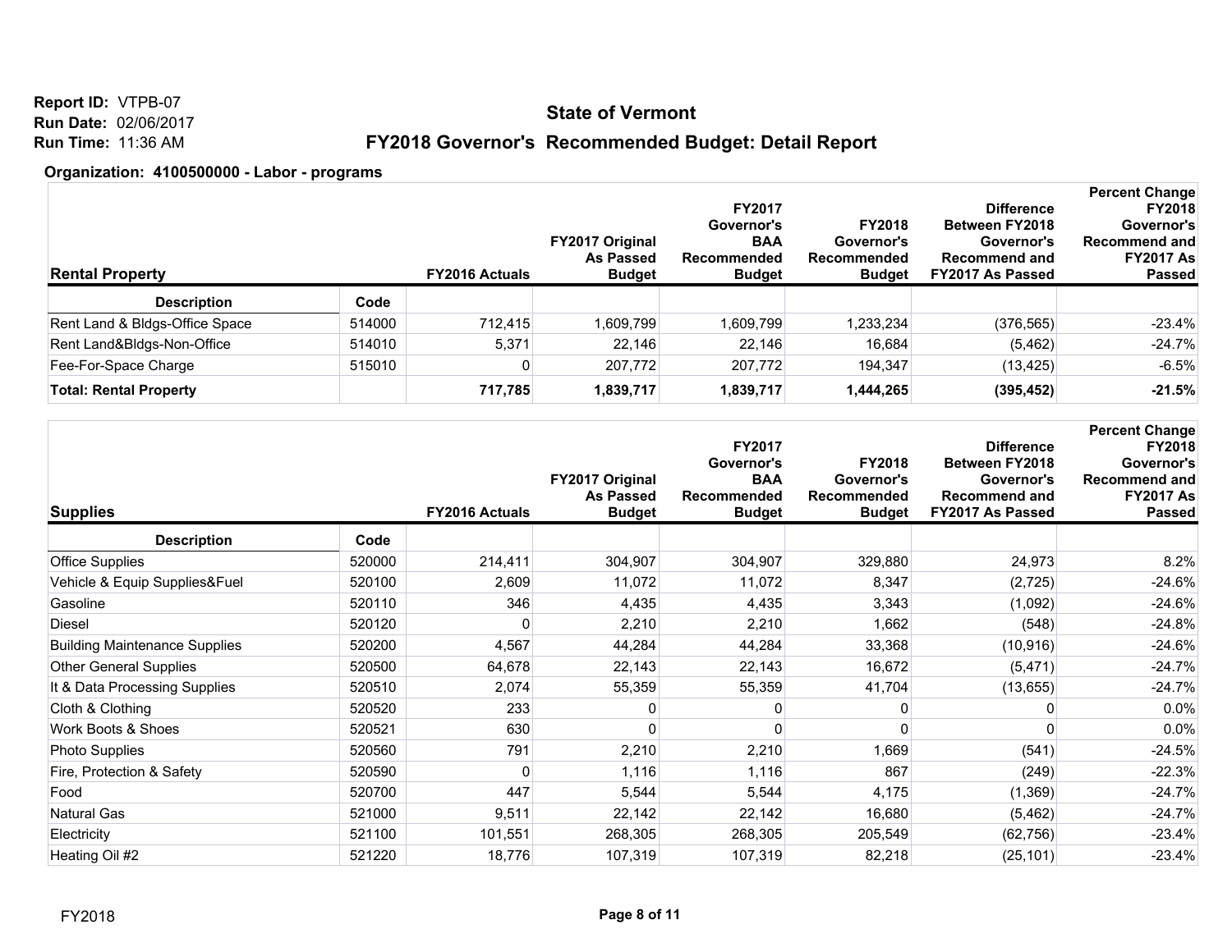Report ID: VTPB-07
Run Date: 02/06/2017
Run Time: 11:36 AM

# State of Vermont

## FY2018 Governor's Recommended Budget: Detail Report

**Organization: 4100500000 - Labor - programs**

| Rental Property | | FY2016 Actuals | FY2017 Original As Passed Budget | FY2017 Governor's BAA Recommended Budget | FY2018 Governor's Recommended Budget | Difference Between FY2018 Governor's Recommend and FY2017 As Passed | Percent Change FY2018 Governor's Recommend and FY2017 As Passed |
|---|---|---|---|---|---|---|---|
| **Description** | **Code** | | | | | | |
| Rent Land & Bldgs-Office Space | 514000 | 712,415 | 1,609,799 | 1,609,799 | 1,233,234 | (376,565) | -23.4% |
| Rent Land&Bldgs-Non-Office | 514010 | 5,371 | 22,146 | 22,146 | 16,684 | (5,462) | -24.7% |
| Fee-For-Space Charge | 515010 | 0 | 207,772 | 207,772 | 194,347 | (13,425) | -6.5% |
| **Total: Rental Property** | | **717,785** | **1,839,717** | **1,839,717** | **1,444,265** | **(395,452)** | **-21.5%** |

| Supplies | | FY2016 Actuals | FY2017 Original As Passed Budget | FY2017 Governor's BAA Recommended Budget | FY2018 Governor's Recommended Budget | Difference Between FY2018 Governor's Recommend and FY2017 As Passed | Percent Change FY2018 Governor's Recommend and FY2017 As Passed |
|---|---|---|---|---|---|---|---|
| **Description** | **Code** | | | | | | |
| Office Supplies | 520000 | 214,411 | 304,907 | 304,907 | 329,880 | 24,973 | 8.2% |
| Vehicle & Equip Supplies&Fuel | 520100 | 2,609 | 11,072 | 11,072 | 8,347 | (2,725) | -24.6% |
| Gasoline | 520110 | 346 | 4,435 | 4,435 | 3,343 | (1,092) | -24.6% |
| Diesel | 520120 | 0 | 2,210 | 2,210 | 1,662 | (548) | -24.8% |
| Building Maintenance Supplies | 520200 | 4,567 | 44,284 | 44,284 | 33,368 | (10,916) | -24.6% |
| Other General Supplies | 520500 | 64,678 | 22,143 | 22,143 | 16,672 | (5,471) | -24.7% |
| It & Data Processing Supplies | 520510 | 2,074 | 55,359 | 55,359 | 41,704 | (13,655) | -24.7% |
| Cloth & Clothing | 520520 | 233 | 0 | 0 | 0 | 0 | 0.0% |
| Work Boots & Shoes | 520521 | 630 | 0 | 0 | 0 | 0 | 0.0% |
| Photo Supplies | 520560 | 791 | 2,210 | 2,210 | 1,669 | (541) | -24.5% |
| Fire, Protection & Safety | 520590 | 0 | 1,116 | 1,116 | 867 | (249) | -22.3% |
| Food | 520700 | 447 | 5,544 | 5,544 | 4,175 | (1,369) | -24.7% |
| Natural Gas | 521000 | 9,511 | 22,142 | 22,142 | 16,680 | (5,462) | -24.7% |
| Electricity | 521100 | 101,551 | 268,305 | 268,305 | 205,549 | (62,756) | -23.4% |
| Heating Oil #2 | 521220 | 18,776 | 107,319 | 107,319 | 82,218 | (25,101) | -23.4% |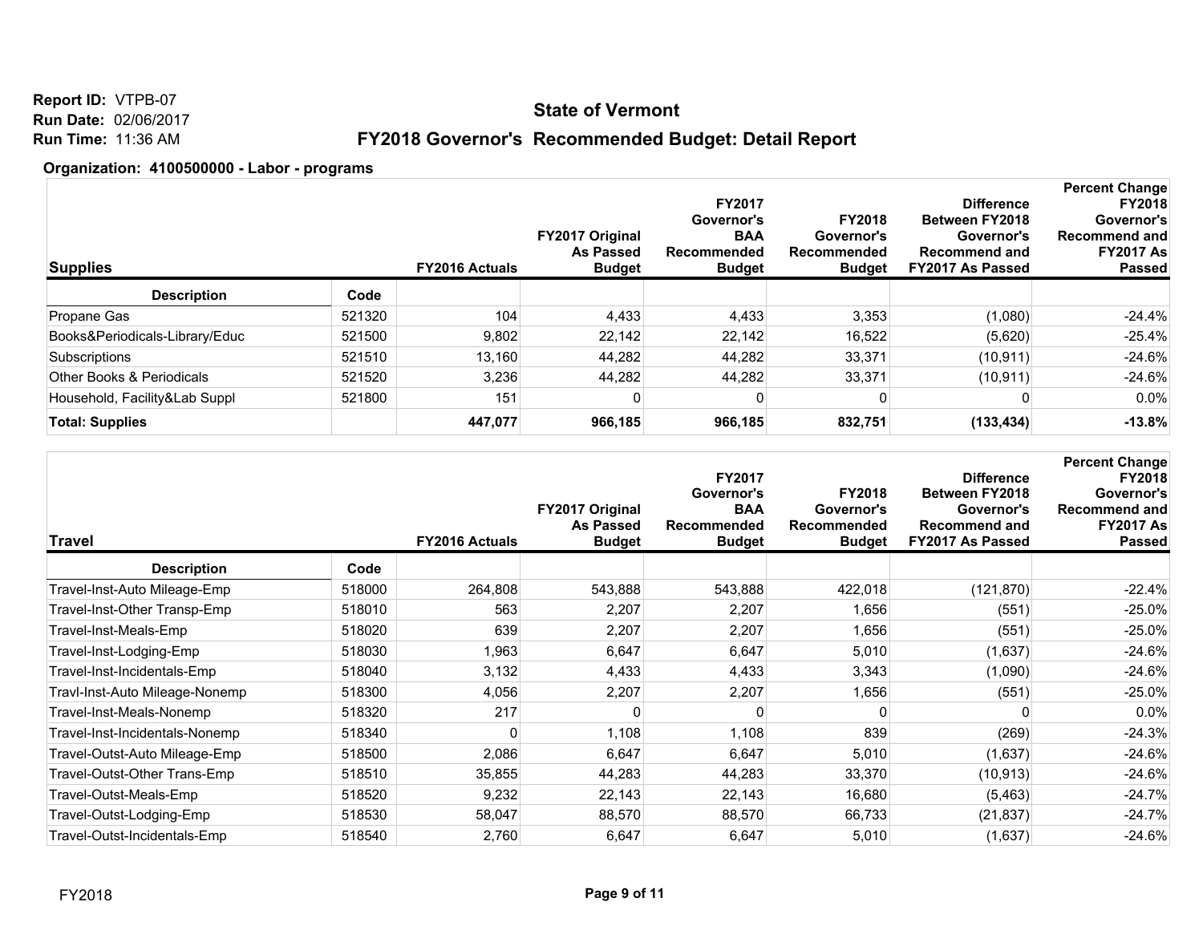**Report ID:** VTPB-07
**Run Date:** 02/06/2017
**Run Time:** 11:36 AM

## State of Vermont

## FY2018 Governor's Recommended Budget: Detail Report

**Organization: 4100500000 - Labor - programs**

| Supplies | | FY2016 Actuals | FY2017 Original As Passed Budget | FY2017 Governor's BAA Recommended Budget | FY2018 Governor's Recommended Budget | Difference Between FY2018 Governor's Recommend and FY2017 As Passed | Percent Change FY2018 Governor's Recommend and FY2017 As Passed |
|---|---|---|---|---|---|---|---|
| **Description** | **Code** | | | | | | |
| Propane Gas | 521320 | 104 | 4,433 | 4,433 | 3,353 | (1,080) | -24.4% |
| Books&Periodicals-Library/Educ | 521500 | 9,802 | 22,142 | 22,142 | 16,522 | (5,620) | -25.4% |
| Subscriptions | 521510 | 13,160 | 44,282 | 44,282 | 33,371 | (10,911) | -24.6% |
| Other Books & Periodicals | 521520 | 3,236 | 44,282 | 44,282 | 33,371 | (10,911) | -24.6% |
| Household, Facility&Lab Suppl | 521800 | 151 | 0 | 0 | 0 | 0 | 0.0% |
| **Total: Supplies** | | **447,077** | **966,185** | **966,185** | **832,751** | **(133,434)** | **-13.8%** |

| Travel | | FY2016 Actuals | FY2017 Original As Passed Budget | FY2017 Governor's BAA Recommended Budget | FY2018 Governor's Recommended Budget | Difference Between FY2018 Governor's Recommend and FY2017 As Passed | Percent Change FY2018 Governor's Recommend and FY2017 As Passed |
|---|---|---|---|---|---|---|---|
| **Description** | **Code** | | | | | | |
| Travel-Inst-Auto Mileage-Emp | 518000 | 264,808 | 543,888 | 543,888 | 422,018 | (121,870) | -22.4% |
| Travel-Inst-Other Transp-Emp | 518010 | 563 | 2,207 | 2,207 | 1,656 | (551) | -25.0% |
| Travel-Inst-Meals-Emp | 518020 | 639 | 2,207 | 2,207 | 1,656 | (551) | -25.0% |
| Travel-Inst-Lodging-Emp | 518030 | 1,963 | 6,647 | 6,647 | 5,010 | (1,637) | -24.6% |
| Travel-Inst-Incidentals-Emp | 518040 | 3,132 | 4,433 | 4,433 | 3,343 | (1,090) | -24.6% |
| Travl-Inst-Auto Mileage-Nonemp | 518300 | 4,056 | 2,207 | 2,207 | 1,656 | (551) | -25.0% |
| Travel-Inst-Meals-Nonemp | 518320 | 217 | 0 | 0 | 0 | 0 | 0.0% |
| Travel-Inst-Incidentals-Nonemp | 518340 | 0 | 1,108 | 1,108 | 839 | (269) | -24.3% |
| Travel-Outst-Auto Mileage-Emp | 518500 | 2,086 | 6,647 | 6,647 | 5,010 | (1,637) | -24.6% |
| Travel-Outst-Other Trans-Emp | 518510 | 35,855 | 44,283 | 44,283 | 33,370 | (10,913) | -24.6% |
| Travel-Outst-Meals-Emp | 518520 | 9,232 | 22,143 | 22,143 | 16,680 | (5,463) | -24.7% |
| Travel-Outst-Lodging-Emp | 518530 | 58,047 | 88,570 | 88,570 | 66,733 | (21,837) | -24.7% |
| Travel-Outst-Incidentals-Emp | 518540 | 2,760 | 6,647 | 6,647 | 5,010 | (1,637) | -24.6% |

FY2018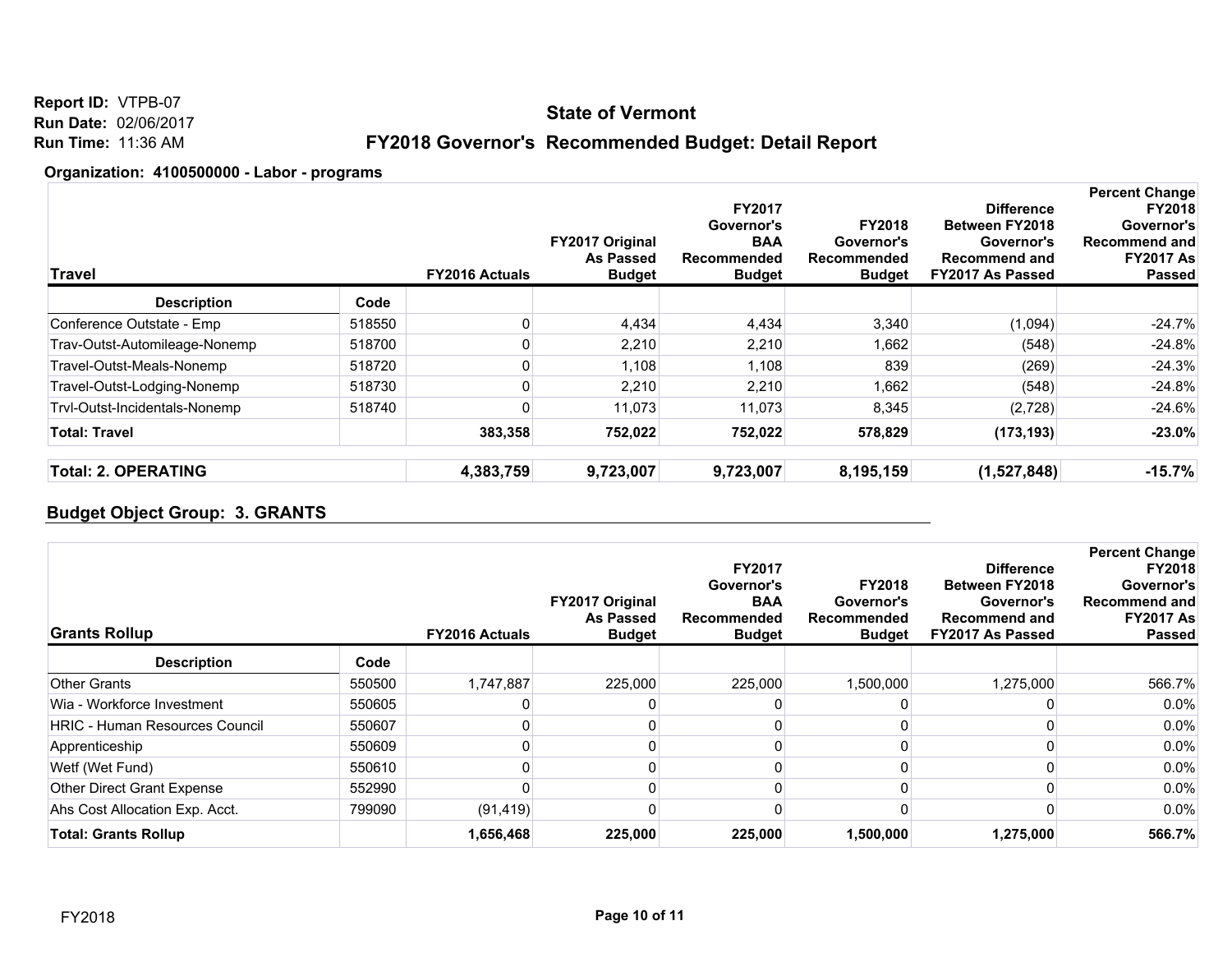Report ID: VTPB-07
Run Date: 02/06/2017
Run Time: 11:36 AM

# State of Vermont

## FY2018 Governor's Recommended Budget: Detail Report

**Organization: 4100500000 - Labor - programs**

| Travel | | FY2016 Actuals | FY2017 Original As Passed Budget | FY2017 Governor's BAA Recommended Budget | FY2018 Governor's Recommended Budget | Difference Between FY2018 Governor's Recommend and FY2017 As Passed | Percent Change FY2018 Governor's Recommend and FY2017 As Passed |
|---|---|---|---|---|---|---|---|
| **Description** | **Code** | | | | | | |
| Conference Outstate - Emp | 518550 | 0 | 4,434 | 4,434 | 3,340 | (1,094) | -24.7% |
| Trav-Outst-Automileage-Nonemp | 518700 | 0 | 2,210 | 2,210 | 1,662 | (548) | -24.8% |
| Travel-Outst-Meals-Nonemp | 518720 | 0 | 1,108 | 1,108 | 839 | (269) | -24.3% |
| Travel-Outst-Lodging-Nonemp | 518730 | 0 | 2,210 | 2,210 | 1,662 | (548) | -24.8% |
| Trvl-Outst-Incidentals-Nonemp | 518740 | 0 | 11,073 | 11,073 | 8,345 | (2,728) | -24.6% |
| **Total: Travel** | | **383,358** | **752,022** | **752,022** | **578,829** | **(173,193)** | **-23.0%** |

| | | | | | | |
|---|---|---|---|---|---|---|
| **Total: 2. OPERATING** | **4,383,759** | **9,723,007** | **9,723,007** | **8,195,159** | **(1,527,848)** | **-15.7%** |

### Budget Object Group: 3. GRANTS

| Grants Rollup | | FY2016 Actuals | FY2017 Original As Passed Budget | FY2017 Governor's BAA Recommended Budget | FY2018 Governor's Recommended Budget | Difference Between FY2018 Governor's Recommend and FY2017 As Passed | Percent Change FY2018 Governor's Recommend and FY2017 As Passed |
|---|---|---|---|---|---|---|---|
| **Description** | **Code** | | | | | | |
| Other Grants | 550500 | 1,747,887 | 225,000 | 225,000 | 1,500,000 | 1,275,000 | 566.7% |
| Wia - Workforce Investment | 550605 | 0 | 0 | 0 | 0 | 0 | 0.0% |
| HRIC - Human Resources Council | 550607 | 0 | 0 | 0 | 0 | 0 | 0.0% |
| Apprenticeship | 550609 | 0 | 0 | 0 | 0 | 0 | 0.0% |
| Wetf (Wet Fund) | 550610 | 0 | 0 | 0 | 0 | 0 | 0.0% |
| Other Direct Grant Expense | 552990 | 0 | 0 | 0 | 0 | 0 | 0.0% |
| Ahs Cost Allocation Exp. Acct. | 799090 | (91,419) | 0 | 0 | 0 | 0 | 0.0% |
| **Total: Grants Rollup** | | **1,656,468** | **225,000** | **225,000** | **1,500,000** | **1,275,000** | **566.7%** |

FY2018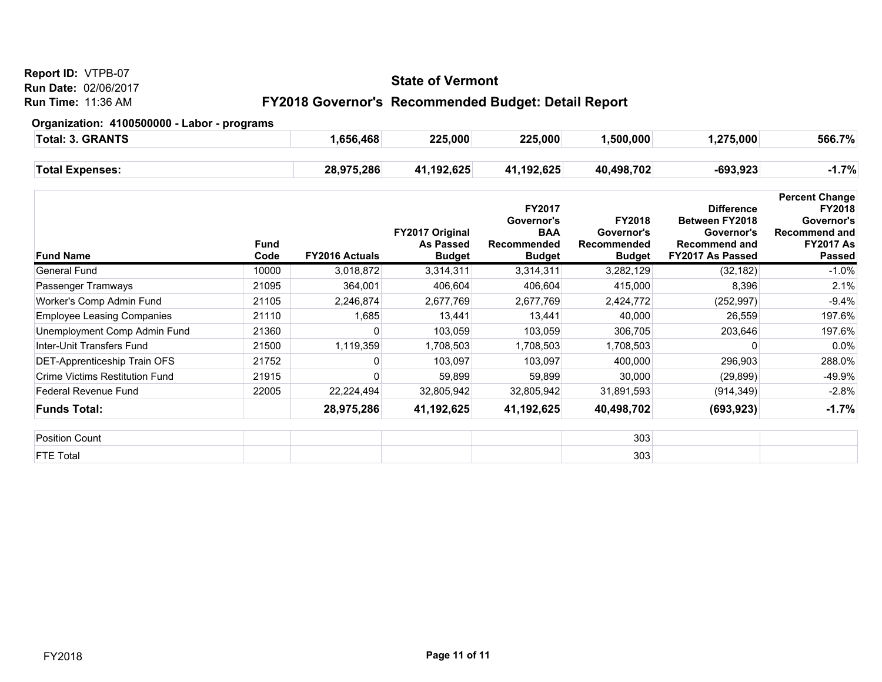**Report ID:** VTPB-07
**Run Date:** 02/06/2017
**Run Time:** 11:36 AM

## State of Vermont

## FY2018 Governor's Recommended Budget: Detail Report

**Organization: 4100500000 - Labor - programs**

| | | | | | | |
|---|---|---|---|---|---|---|
| **Total: 3. GRANTS** | **1,656,468** | **225,000** | **225,000** | **1,500,000** | **1,275,000** | **566.7%** |
| **Total Expenses:** | **28,975,286** | **41,192,625** | **41,192,625** | **40,498,702** | **-693,923** | **-1.7%** |

| Fund Name | Fund Code | FY2016 Actuals | FY2017 Original As Passed Budget | FY2017 Governor's BAA Recommended Budget | FY2018 Governor's Recommended Budget | Difference Between FY2018 Governor's Recommend and FY2017 As Passed | Percent Change FY2018 Governor's Recommend and FY2017 As Passed |
|---|---|---|---|---|---|---|---|
| General Fund | 10000 | 3,018,872 | 3,314,311 | 3,314,311 | 3,282,129 | (32,182) | -1.0% |
| Passenger Tramways | 21095 | 364,001 | 406,604 | 406,604 | 415,000 | 8,396 | 2.1% |
| Worker's Comp Admin Fund | 21105 | 2,246,874 | 2,677,769 | 2,677,769 | 2,424,772 | (252,997) | -9.4% |
| Employee Leasing Companies | 21110 | 1,685 | 13,441 | 13,441 | 40,000 | 26,559 | 197.6% |
| Unemployment Comp Admin Fund | 21360 | 0 | 103,059 | 103,059 | 306,705 | 203,646 | 197.6% |
| Inter-Unit Transfers Fund | 21500 | 1,119,359 | 1,708,503 | 1,708,503 | 1,708,503 | 0 | 0.0% |
| DET-Apprenticeship Train OFS | 21752 | 0 | 103,097 | 103,097 | 400,000 | 296,903 | 288.0% |
| Crime Victims Restitution Fund | 21915 | 0 | 59,899 | 59,899 | 30,000 | (29,899) | -49.9% |
| Federal Revenue Fund | 22005 | 22,224,494 | 32,805,942 | 32,805,942 | 31,891,593 | (914,349) | -2.8% |
| **Funds Total:** | | **28,975,286** | **41,192,625** | **41,192,625** | **40,498,702** | **(693,923)** | **-1.7%** |

| | | | | | | | |
|---|---|---|---|---|---|---|---|
| Position Count | | | | | 303 | | |
| FTE Total | | | | | 303 | | |

FY2018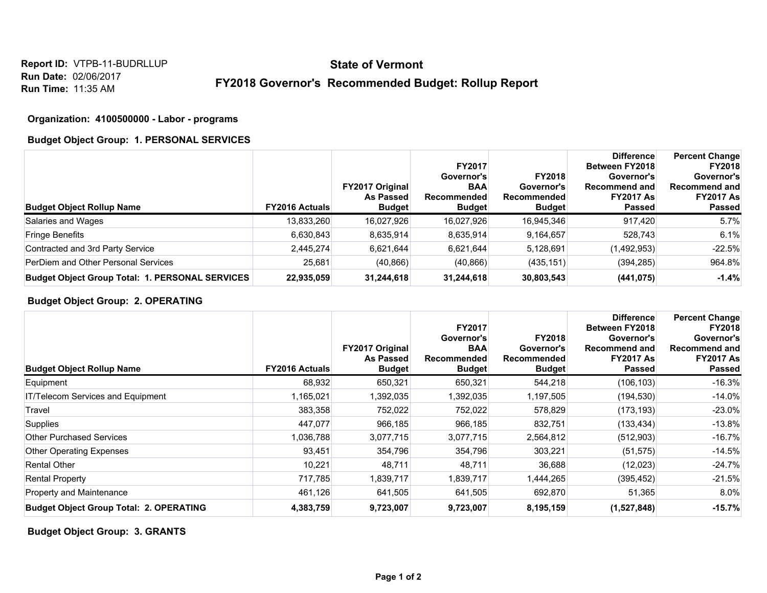Report ID: VTPB-11-BUDRLLUP
Run Date: 02/06/2017
Run Time: 11:35 AM

# State of Vermont

## FY2018 Governor's Recommended Budget: Rollup Report

**Organization: 4100500000 - Labor - programs**

### Budget Object Group: 1. PERSONAL SERVICES

| Budget Object Rollup Name | FY2016 Actuals | FY2017 Original As Passed Budget | FY2017 Governor's BAA Recommended Budget | FY2018 Governor's Recommended Budget | Difference Between FY2018 Governor's Recommend and FY2017 As Passed | Percent Change FY2018 Governor's Recommend and FY2017 As Passed |
|---|---|---|---|---|---|---|
| Salaries and Wages | 13,833,260 | 16,027,926 | 16,027,926 | 16,945,346 | 917,420 | 5.7% |
| Fringe Benefits | 6,630,843 | 8,635,914 | 8,635,914 | 9,164,657 | 528,743 | 6.1% |
| Contracted and 3rd Party Service | 2,445,274 | 6,621,644 | 6,621,644 | 5,128,691 | (1,492,953) | -22.5% |
| PerDiem and Other Personal Services | 25,681 | (40,866) | (40,866) | (435,151) | (394,285) | 964.8% |
| **Budget Object Group Total: 1. PERSONAL SERVICES** | **22,935,059** | **31,244,618** | **31,244,618** | **30,803,543** | **(441,075)** | **-1.4%** |

### Budget Object Group: 2. OPERATING

| Budget Object Rollup Name | FY2016 Actuals | FY2017 Original As Passed Budget | FY2017 Governor's BAA Recommended Budget | FY2018 Governor's Recommended Budget | Difference Between FY2018 Governor's Recommend and FY2017 As Passed | Percent Change FY2018 Governor's Recommend and FY2017 As Passed |
|---|---|---|---|---|---|---|
| Equipment | 68,932 | 650,321 | 650,321 | 544,218 | (106,103) | -16.3% |
| IT/Telecom Services and Equipment | 1,165,021 | 1,392,035 | 1,392,035 | 1,197,505 | (194,530) | -14.0% |
| Travel | 383,358 | 752,022 | 752,022 | 578,829 | (173,193) | -23.0% |
| Supplies | 447,077 | 966,185 | 966,185 | 832,751 | (133,434) | -13.8% |
| Other Purchased Services | 1,036,788 | 3,077,715 | 3,077,715 | 2,564,812 | (512,903) | -16.7% |
| Other Operating Expenses | 93,451 | 354,796 | 354,796 | 303,221 | (51,575) | -14.5% |
| Rental Other | 10,221 | 48,711 | 48,711 | 36,688 | (12,023) | -24.7% |
| Rental Property | 717,785 | 1,839,717 | 1,839,717 | 1,444,265 | (395,452) | -21.5% |
| Property and Maintenance | 461,126 | 641,505 | 641,505 | 692,870 | 51,365 | 8.0% |
| **Budget Object Group Total: 2. OPERATING** | **4,383,759** | **9,723,007** | **9,723,007** | **8,195,159** | **(1,527,848)** | **-15.7%** |

### Budget Object Group: 3. GRANTS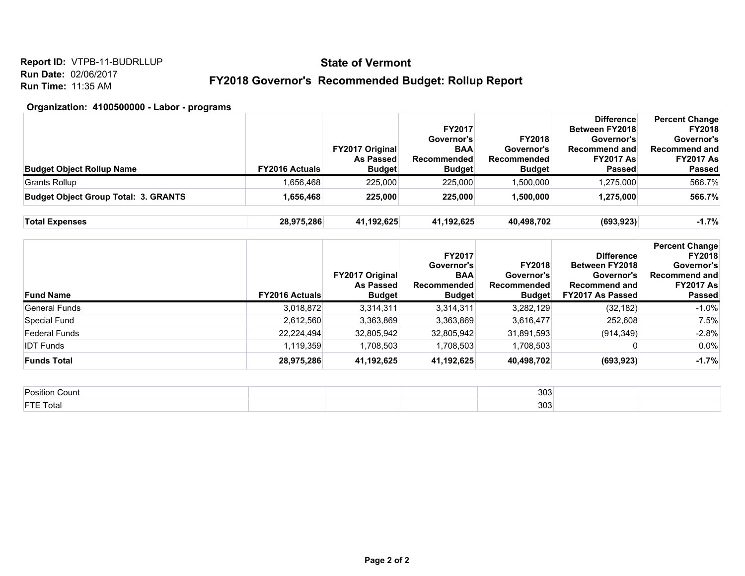**Report ID:** VTPB-11-BUDRLLUP
**Run Date:** 02/06/2017
**Run Time:** 11:35 AM

## State of Vermont

## FY2018 Governor's Recommended Budget: Rollup Report

**Organization: 4100500000 - Labor - programs**

| Budget Object Rollup Name | FY2016 Actuals | FY2017 Original As Passed Budget | FY2017 Governor's BAA Recommended Budget | FY2018 Governor's Recommended Budget | Difference Between FY2018 Governor's Recommend and FY2017 As Passed | Percent Change FY2018 Governor's Recommend and FY2017 As Passed |
|---|---|---|---|---|---|---|
| Grants Rollup | 1,656,468 | 225,000 | 225,000 | 1,500,000 | 1,275,000 | 566.7% |
| **Budget Object Group Total: 3. GRANTS** | **1,656,468** | **225,000** | **225,000** | **1,500,000** | **1,275,000** | **566.7%** |
| **Total Expenses** | **28,975,286** | **41,192,625** | **41,192,625** | **40,498,702** | **(693,923)** | **-1.7%** |

| Fund Name | FY2016 Actuals | FY2017 Original As Passed Budget | FY2017 Governor's BAA Recommended Budget | FY2018 Governor's Recommended Budget | Difference Between FY2018 Governor's Recommend and FY2017 As Passed | Percent Change FY2018 Governor's Recommend and FY2017 As Passed |
|---|---|---|---|---|---|---|
| General Funds | 3,018,872 | 3,314,311 | 3,314,311 | 3,282,129 | (32,182) | -1.0% |
| Special Fund | 2,612,560 | 3,363,869 | 3,363,869 | 3,616,477 | 252,608 | 7.5% |
| Federal Funds | 22,224,494 | 32,805,942 | 32,805,942 | 31,891,593 | (914,349) | -2.8% |
| IDT Funds | 1,119,359 | 1,708,503 | 1,708,503 | 1,708,503 | 0 | 0.0% |
| **Funds Total** | **28,975,286** | **41,192,625** | **41,192,625** | **40,498,702** | **(693,923)** | **-1.7%** |

| | | | | | | |
|---|---|---|---|---|---|---|
| Position Count | | | | 303 | | |
| FTE Total | | | | 303 | | |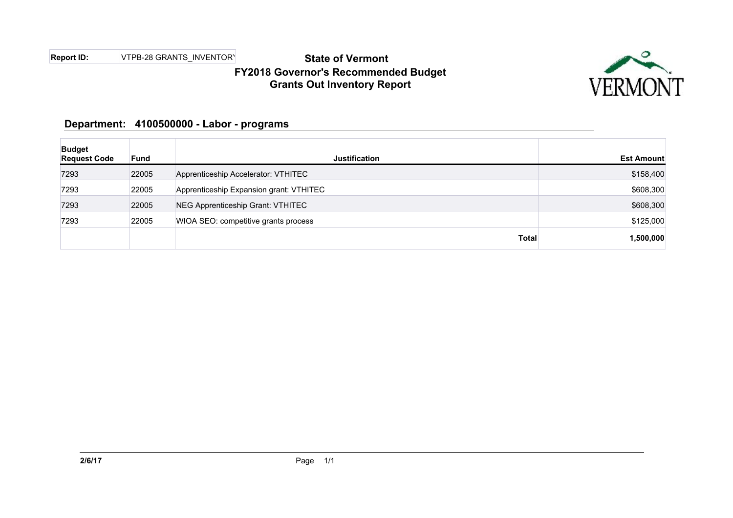**Report ID:** VTPB-28 GRANTS_INVENTORY

# State of Vermont
## FY2018 Governor's Recommended Budget
## Grants Out Inventory Report

### Department: 4100500000 - Labor - programs

| Budget Request Code | Fund | Justification | Est Amount |
|---|---|---|---|
| 7293 | 22005 | Apprenticeship Accelerator: VTHITEC | $158,400 |
| 7293 | 22005 | Apprenticeship Expansion grant: VTHITEC | $608,300 |
| 7293 | 22005 | NEG Apprenticeship Grant: VTHITEC | $608,300 |
| 7293 | 22005 | WIOA SEO: competitive grants process | $125,000 |
| | | **Total** | **1,500,000** |

**2/6/17**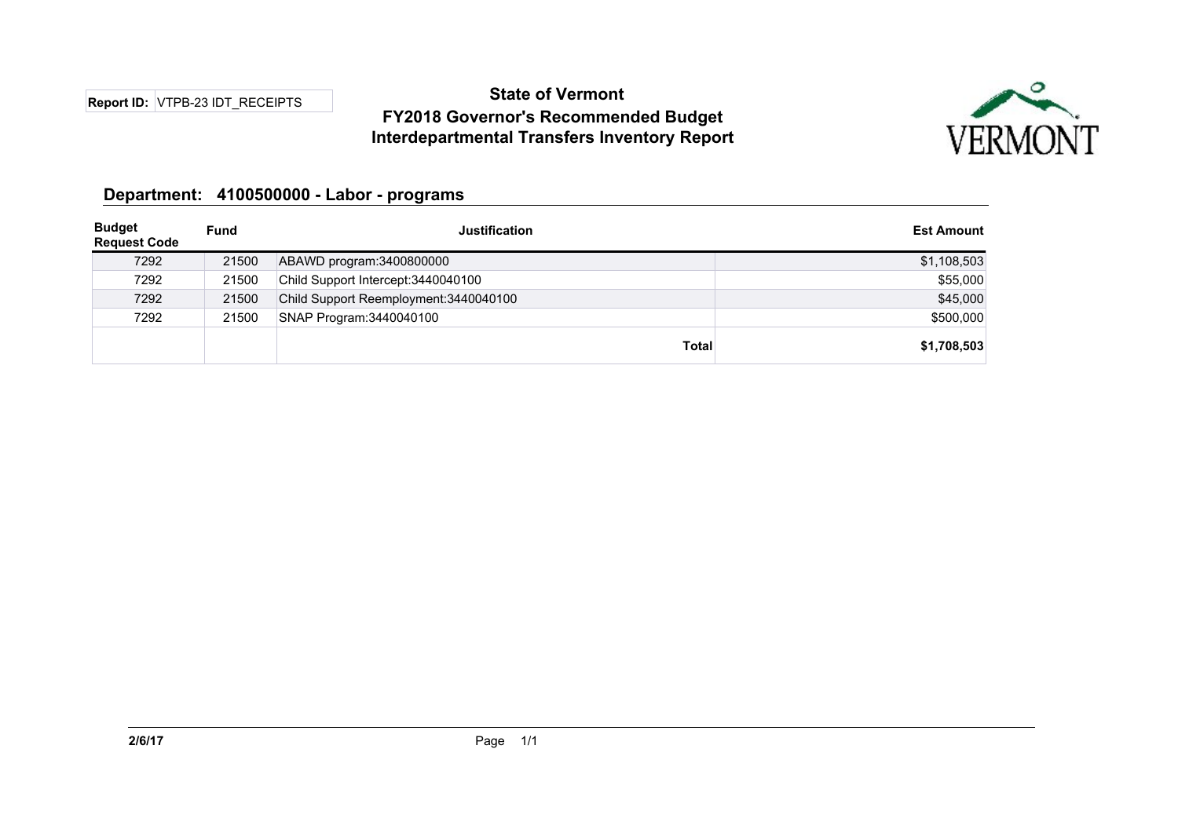Report ID: VTPB-23 IDT_RECEIPTS

# State of Vermont
## FY2018 Governor's Recommended Budget
## Interdepartmental Transfers Inventory Report

### Department: 4100500000 - Labor - programs

| Budget Request Code | Fund | Justification | Est Amount |
|---|---|---|---|
| 7292 | 21500 | ABAWD program:3400800000 | $1,108,503 |
| 7292 | 21500 | Child Support Intercept:3440040100 | $55,000 |
| 7292 | 21500 | Child Support Reemployment:3440040100 | $45,000 |
| 7292 | 21500 | SNAP Program:3440040100 | $500,000 |
| | | **Total** | **$1,708,503** |

**2/6/17**